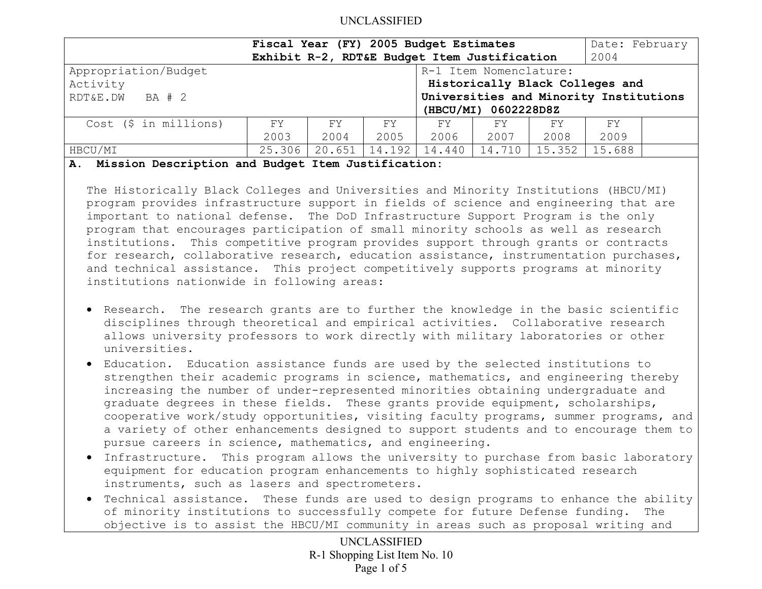| Fiscal Year (FY) 2005 Budget Estimates<br>Exhibit R-2, RDT&E Budget Item Justification | | | | | | | Date: February 2004 |
|---|---|---|---|---|---|---|---|
| Appropriation/Budget Activity<br>RDT&E.DW BA # 2 | | | | R-1 Item Nomenclature:<br>**Historically Black Colleges and Universities and Minority Institutions (HBCU/MI) 0602228D8Z** | | | |
| Cost ($ in millions) | FY 2003 | FY 2004 | FY 2005 | FY 2006 | FY 2007 | FY 2008 | FY 2009 |
| HBCU/MI | 25.306 | 20.651 | 14.192 | 14.440 | 14.710 | 15.352 | 15.688 |

**A. Mission Description and Budget Item Justification:**

The Historically Black Colleges and Universities and Minority Institutions (HBCU/MI) program provides infrastructure support in fields of science and engineering that are important to national defense. The DoD Infrastructure Support Program is the only program that encourages participation of small minority schools as well as research institutions. This competitive program provides support through grants or contracts for research, collaborative research, education assistance, instrumentation purchases, and technical assistance. This project competitively supports programs at minority institutions nationwide in following areas:

- Research. The research grants are to further the knowledge in the basic scientific disciplines through theoretical and empirical activities. Collaborative research allows university professors to work directly with military laboratories or other universities.
- Education. Education assistance funds are used by the selected institutions to strengthen their academic programs in science, mathematics, and engineering thereby increasing the number of under-represented minorities obtaining undergraduate and graduate degrees in these fields. These grants provide equipment, scholarships, cooperative work/study opportunities, visiting faculty programs, summer programs, and a variety of other enhancements designed to support students and to encourage them to pursue careers in science, mathematics, and engineering.
- Infrastructure. This program allows the university to purchase from basic laboratory equipment for education program enhancements to highly sophisticated research instruments, such as lasers and spectrometers.
- Technical assistance. These funds are used to design programs to enhance the ability of minority institutions to successfully compete for future Defense funding. The objective is to assist the HBCU/MI community in areas such as proposal writing and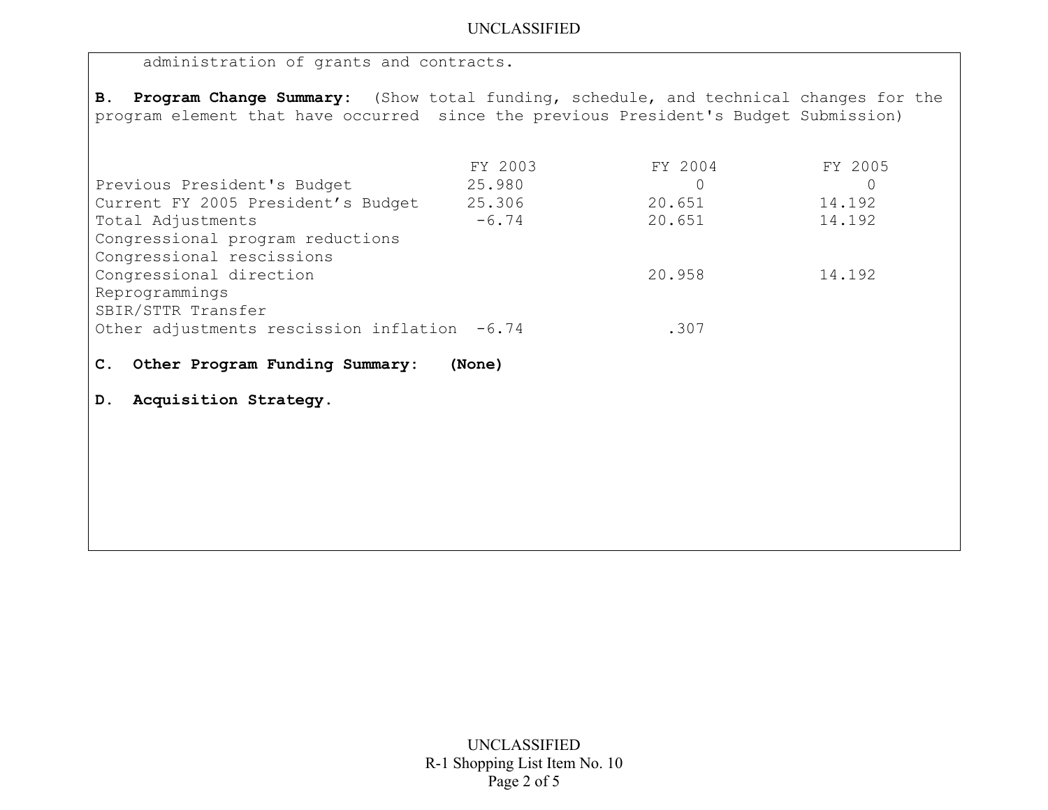administration of grants and contracts.

**B. Program Change Summary:** (Show total funding, schedule, and technical changes for the program element that have occurred since the previous President's Budget Submission)

| | FY 2003 | FY 2004 | FY 2005 |
|---|---|---|---|
| Previous President's Budget | 25.980 | 0 | 0 |
| Current FY 2005 President's Budget | 25.306 | 20.651 | 14.192 |
| Total Adjustments | -6.74 | 20.651 | 14.192 |
| Congressional program reductions | | | |
| Congressional rescissions | | | |
| Congressional direction | | 20.958 | 14.192 |
| Reprogrammings | | | |
| SBIR/STTR Transfer | | | |
| Other adjustments rescission inflation | -6.74 | .307 | |

**C. Other Program Funding Summary: (None)**

**D. Acquisition Strategy.**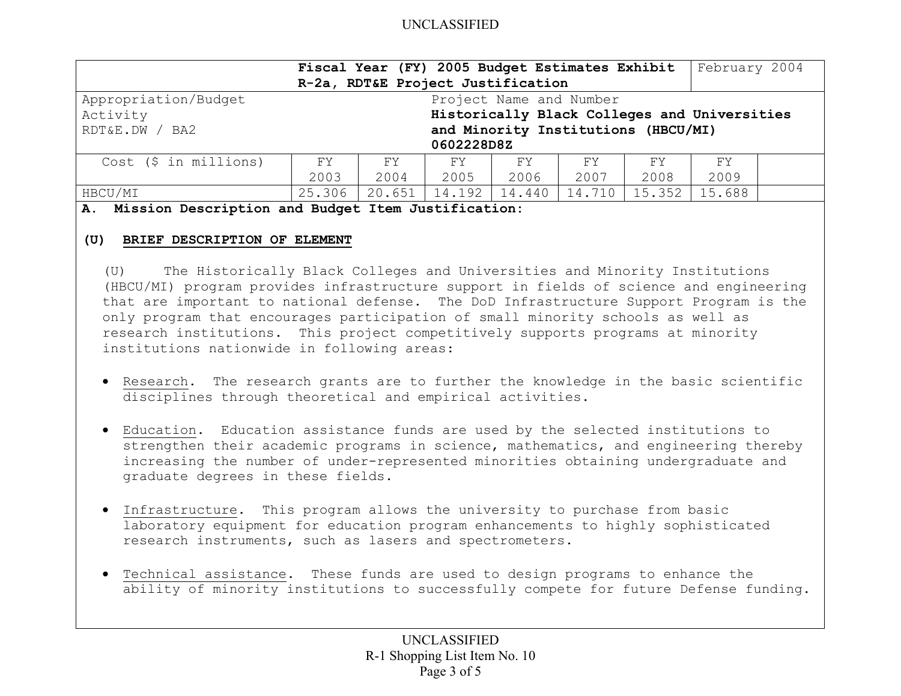UNCLASSIFIED

| Fiscal Year (FY) 2005 Budget Estimates Exhibit R-2a, RDT&E Project Justification | | | | | | | | February 2004 |
|---|---|---|---|---|---|---|---|---|
| Appropriation/Budget Activity RDT&E.DW / BA2 | | | | Project Name and Number **Historically Black Colleges and Universities and Minority Institutions (HBCU/MI) 0602228D8Z** | | | | |
| Cost ($ in millions) | FY 2003 | FY 2004 | FY 2005 | FY 2006 | FY 2007 | FY 2008 | FY 2009 | |
| HBCU/MI | 25.306 | 20.651 | 14.192 | 14.440 | 14.710 | 15.352 | 15.688 | |

**A. Mission Description and Budget Item Justification:**

**(U) BRIEF DESCRIPTION OF ELEMENT**

(U) The Historically Black Colleges and Universities and Minority Institutions (HBCU/MI) program provides infrastructure support in fields of science and engineering that are important to national defense. The DoD Infrastructure Support Program is the only program that encourages participation of small minority schools as well as research institutions. This project competitively supports programs at minority institutions nationwide in following areas:

- Research. The research grants are to further the knowledge in the basic scientific disciplines through theoretical and empirical activities.
- Education. Education assistance funds are used by the selected institutions to strengthen their academic programs in science, mathematics, and engineering thereby increasing the number of under-represented minorities obtaining undergraduate and graduate degrees in these fields.
- Infrastructure. This program allows the university to purchase from basic laboratory equipment for education program enhancements to highly sophisticated research instruments, such as lasers and spectrometers.
- Technical assistance. These funds are used to design programs to enhance the ability of minority institutions to successfully compete for future Defense funding.

UNCLASSIFIED
R-1 Shopping List Item No. 10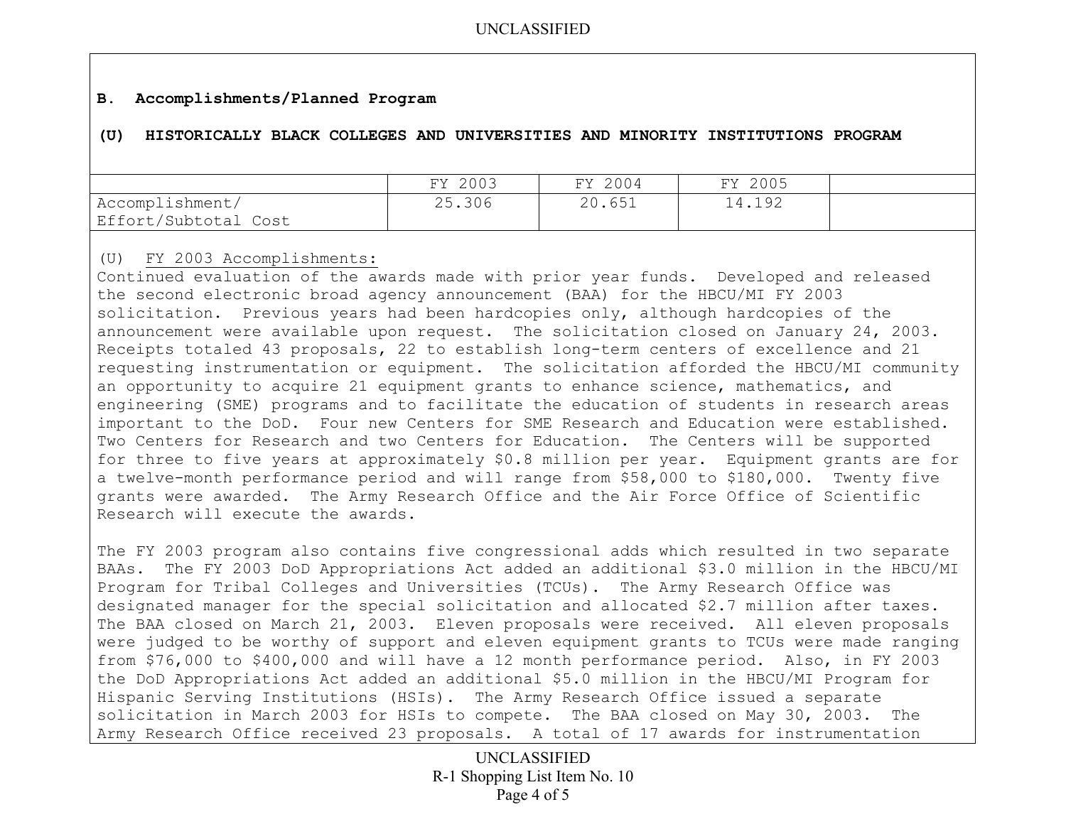**B. Accomplishments/Planned Program**

**(U) HISTORICALLY BLACK COLLEGES AND UNIVERSITIES AND MINORITY INSTITUTIONS PROGRAM**

| | FY 2003 | FY 2004 | FY 2005 | |
|---|---|---|---|---|
| Accomplishment/ Effort/Subtotal Cost | 25.306 | 20.651 | 14.192 | |

(U) FY 2003 Accomplishments:
Continued evaluation of the awards made with prior year funds. Developed and released the second electronic broad agency announcement (BAA) for the HBCU/MI FY 2003 solicitation. Previous years had been hardcopies only, although hardcopies of the announcement were available upon request. The solicitation closed on January 24, 2003. Receipts totaled 43 proposals, 22 to establish long-term centers of excellence and 21 requesting instrumentation or equipment. The solicitation afforded the HBCU/MI community an opportunity to acquire 21 equipment grants to enhance science, mathematics, and engineering (SME) programs and to facilitate the education of students in research areas important to the DoD. Four new Centers for SME Research and Education were established. Two Centers for Research and two Centers for Education. The Centers will be supported for three to five years at approximately $0.8 million per year. Equipment grants are for a twelve-month performance period and will range from $58,000 to $180,000. Twenty five grants were awarded. The Army Research Office and the Air Force Office of Scientific Research will execute the awards.

The FY 2003 program also contains five congressional adds which resulted in two separate BAAs. The FY 2003 DoD Appropriations Act added an additional $3.0 million in the HBCU/MI Program for Tribal Colleges and Universities (TCUs). The Army Research Office was designated manager for the special solicitation and allocated $2.7 million after taxes. The BAA closed on March 21, 2003. Eleven proposals were received. All eleven proposals were judged to be worthy of support and eleven equipment grants to TCUs were made ranging from $76,000 to $400,000 and will have a 12 month performance period. Also, in FY 2003 the DoD Appropriations Act added an additional $5.0 million in the HBCU/MI Program for Hispanic Serving Institutions (HSIs). The Army Research Office issued a separate solicitation in March 2003 for HSIs to compete. The BAA closed on May 30, 2003. The Army Research Office received 23 proposals. A total of 17 awards for instrumentation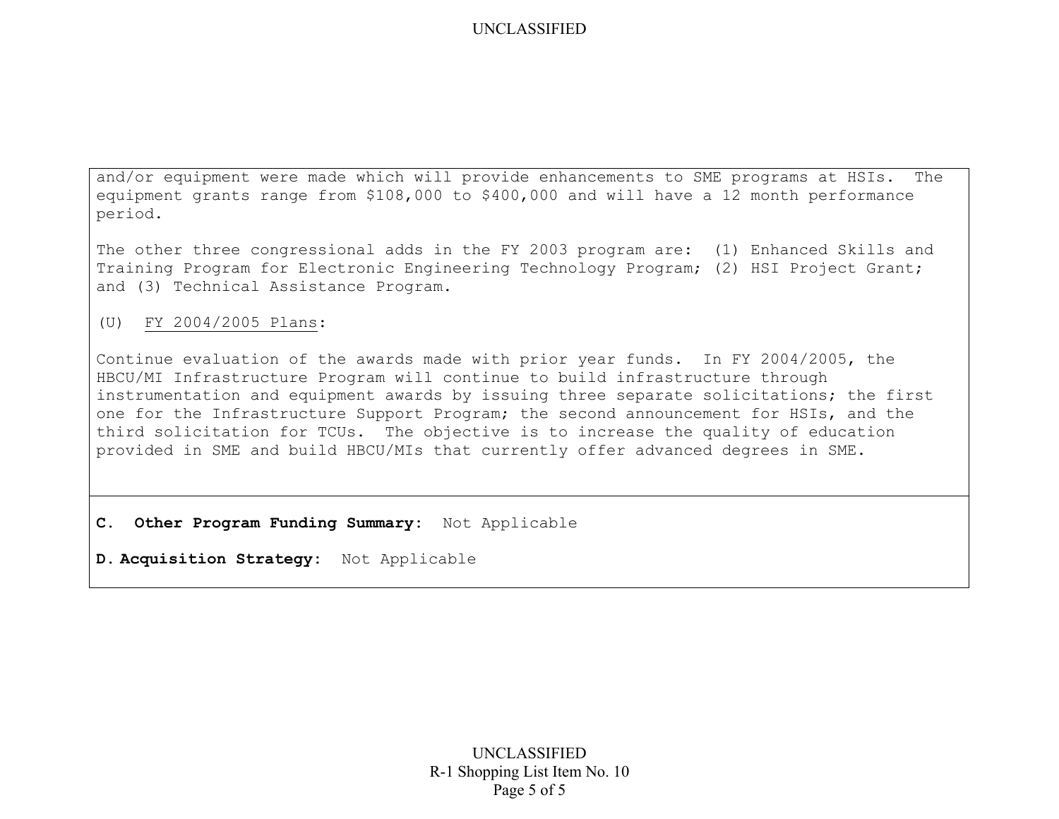and/or equipment were made which will provide enhancements to SME programs at HSIs. The equipment grants range from $108,000 to $400,000 and will have a 12 month performance period.

The other three congressional adds in the FY 2003 program are: (1) Enhanced Skills and Training Program for Electronic Engineering Technology Program; (2) HSI Project Grant; and (3) Technical Assistance Program.

(U) FY 2004/2005 Plans:

Continue evaluation of the awards made with prior year funds. In FY 2004/2005, the HBCU/MI Infrastructure Program will continue to build infrastructure through instrumentation and equipment awards by issuing three separate solicitations; the first one for the Infrastructure Support Program; the second announcement for HSIs, and the third solicitation for TCUs. The objective is to increase the quality of education provided in SME and build HBCU/MIs that currently offer advanced degrees in SME.

**C. Other Program Funding Summary:** Not Applicable

**D. Acquisition Strategy:** Not Applicable